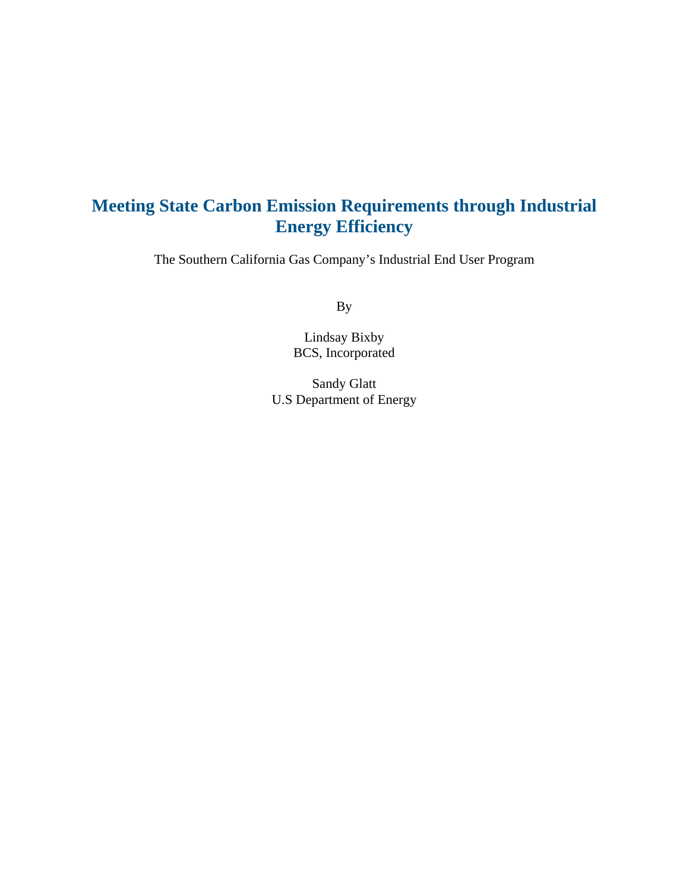# Meeting State Carbon Emission Requirements through Industrial Energy Efficiency

The Southern California Gas Company's Industrial End User Program

By

Lindsay Bixby
BCS, Incorporated

Sandy Glatt
U.S Department of Energy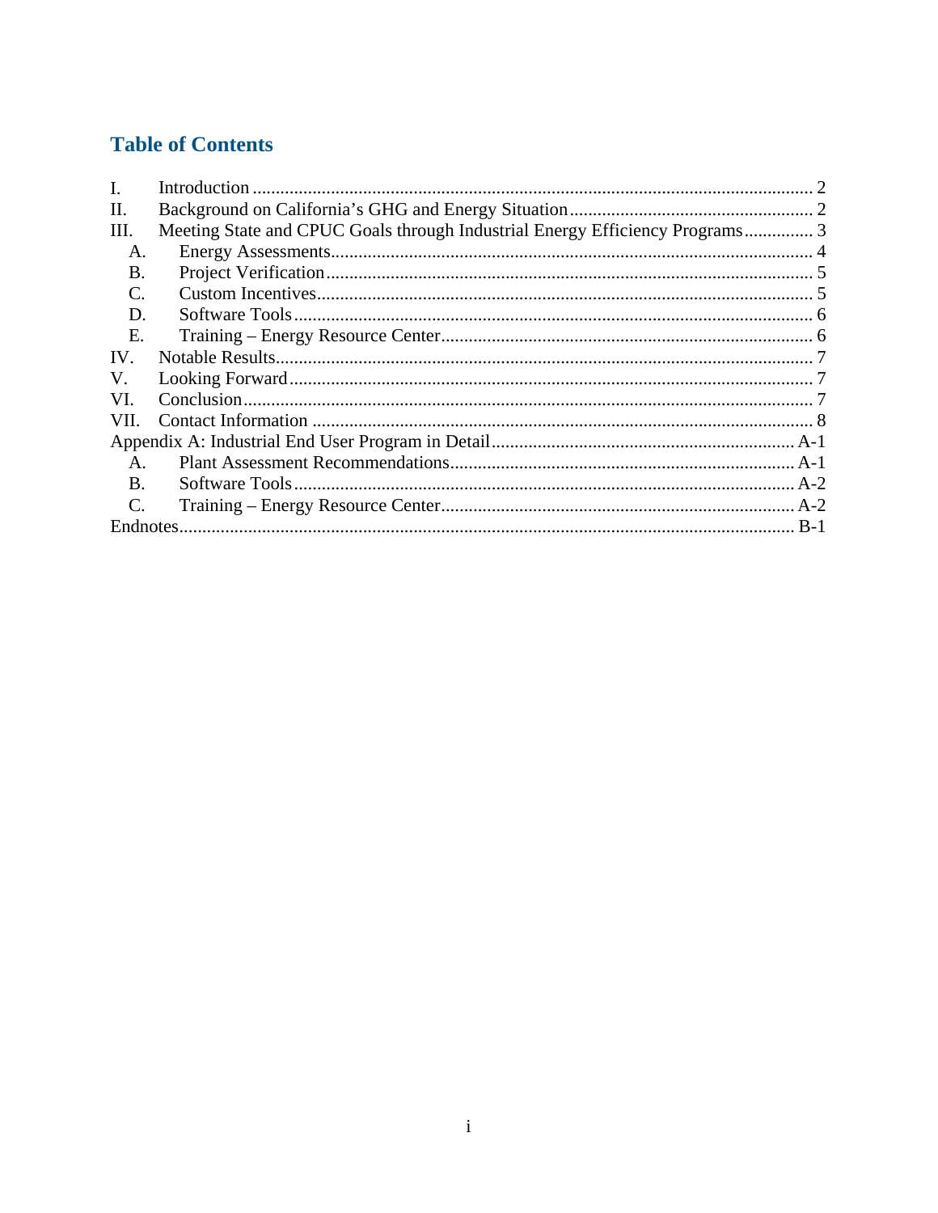## Table of Contents

I. Introduction ........................................................................................................... 2
II. Background on California's GHG and Energy Situation ...................................................... 2
III. Meeting State and CPUC Goals through Industrial Energy Efficiency Programs ............... 3
  A. Energy Assessments ........................................................................................... 4
  B. Project Verification ............................................................................................ 5
  C. Custom Incentives .............................................................................................. 5
  D. Software Tools .................................................................................................. 6
  E. Training – Energy Resource Center ...................................................................... 6
IV. Notable Results ....................................................................................................... 7
V. Looking Forward ....................................................................................................... 7
VI. Conclusion ............................................................................................................. 7
VII. Contact Information .............................................................................................. 8
Appendix A: Industrial End User Program in Detail ..................................................... A-1
  A. Plant Assessment Recommendations ............................................................... A-1
  B. Software Tools .............................................................................................. A-2
  C. Training – Energy Resource Center .................................................................. A-2
Endnotes ................................................................................................................... B-1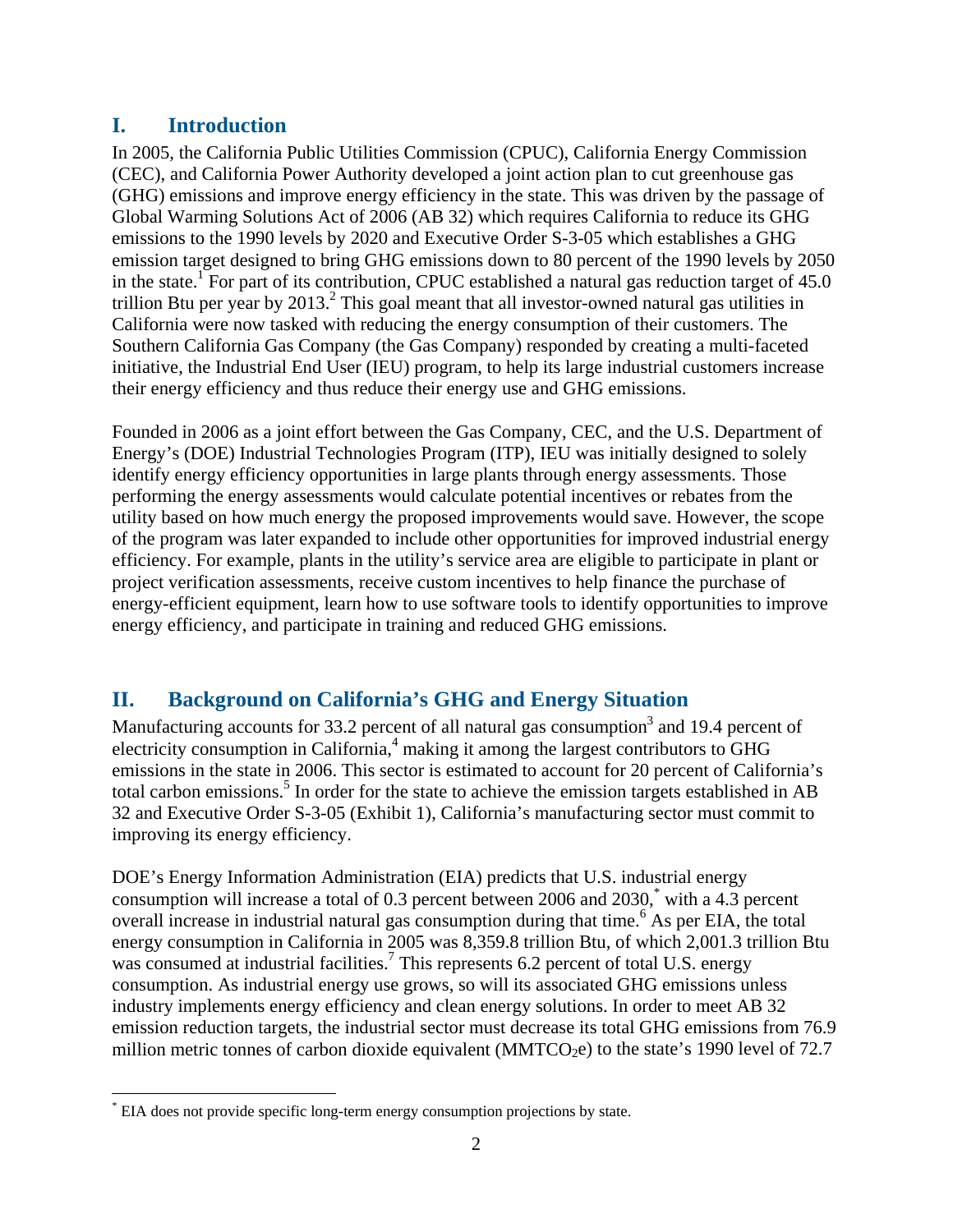## I. Introduction

In 2005, the California Public Utilities Commission (CPUC), California Energy Commission (CEC), and California Power Authority developed a joint action plan to cut greenhouse gas (GHG) emissions and improve energy efficiency in the state. This was driven by the passage of Global Warming Solutions Act of 2006 (AB 32) which requires California to reduce its GHG emissions to the 1990 levels by 2020 and Executive Order S-3-05 which establishes a GHG emission target designed to bring GHG emissions down to 80 percent of the 1990 levels by 2050 in the state.[1] For part of its contribution, CPUC established a natural gas reduction target of 45.0 trillion Btu per year by 2013.[2] This goal meant that all investor-owned natural gas utilities in California were now tasked with reducing the energy consumption of their customers. The Southern California Gas Company (the Gas Company) responded by creating a multi-faceted initiative, the Industrial End User (IEU) program, to help its large industrial customers increase their energy efficiency and thus reduce their energy use and GHG emissions.

Founded in 2006 as a joint effort between the Gas Company, CEC, and the U.S. Department of Energy's (DOE) Industrial Technologies Program (ITP), IEU was initially designed to solely identify energy efficiency opportunities in large plants through energy assessments. Those performing the energy assessments would calculate potential incentives or rebates from the utility based on how much energy the proposed improvements would save. However, the scope of the program was later expanded to include other opportunities for improved industrial energy efficiency. For example, plants in the utility's service area are eligible to participate in plant or project verification assessments, receive custom incentives to help finance the purchase of energy-efficient equipment, learn how to use software tools to identify opportunities to improve energy efficiency, and participate in training and reduced GHG emissions.

## II. Background on California's GHG and Energy Situation

Manufacturing accounts for 33.2 percent of all natural gas consumption[3] and 19.4 percent of electricity consumption in California,[4] making it among the largest contributors to GHG emissions in the state in 2006. This sector is estimated to account for 20 percent of California's total carbon emissions.[5] In order for the state to achieve the emission targets established in AB 32 and Executive Order S-3-05 (Exhibit 1), California's manufacturing sector must commit to improving its energy efficiency.

DOE's Energy Information Administration (EIA) predicts that U.S. industrial energy consumption will increase a total of 0.3 percent between 2006 and 2030,[*] with a 4.3 percent overall increase in industrial natural gas consumption during that time.[6] As per EIA, the total energy consumption in California in 2005 was 8,359.8 trillion Btu, of which 2,001.3 trillion Btu was consumed at industrial facilities.[7] This represents 6.2 percent of total U.S. energy consumption. As industrial energy use grows, so will its associated GHG emissions unless industry implements energy efficiency and clean energy solutions. In order to meet AB 32 emission reduction targets, the industrial sector must decrease its total GHG emissions from 76.9 million metric tonnes of carbon dioxide equivalent ($MMTCO_2e$) to the state's 1990 level of 72.7

---

[*] EIA does not provide specific long-term energy consumption projections by state.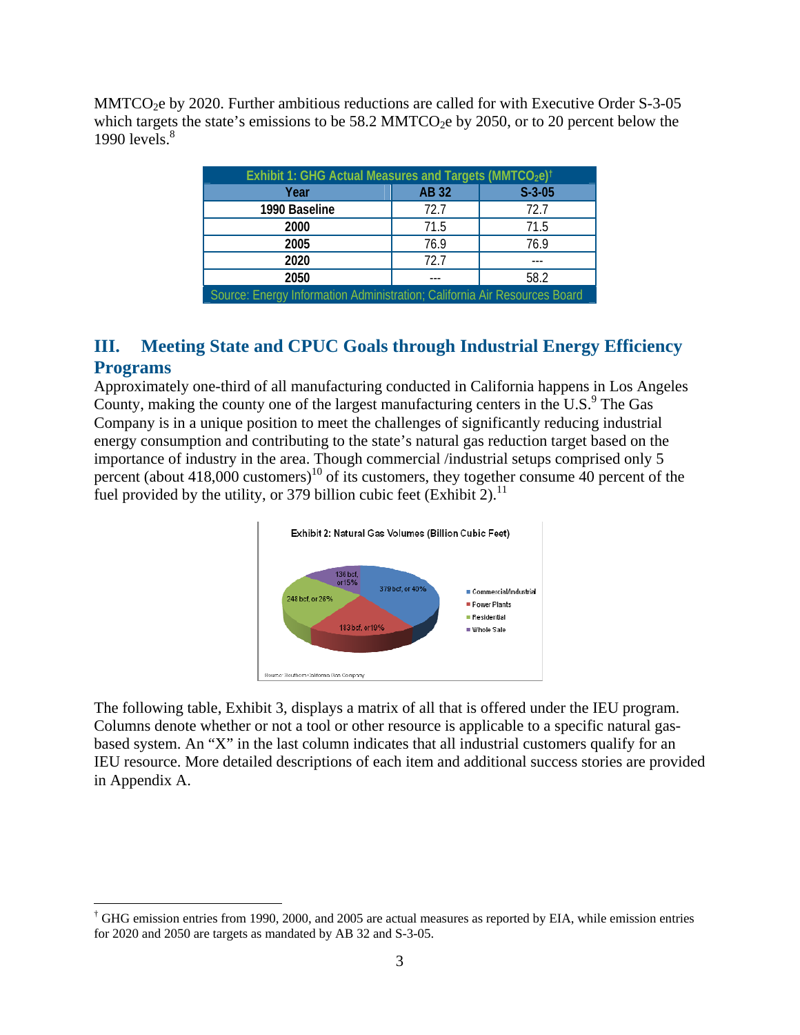$MMTCO_2e$ by 2020. Further ambitious reductions are called for with Executive Order S-3-05 which targets the state's emissions to be 58.2 $MMTCO_2e$ by 2050, or to 20 percent below the 1990 levels.[8]

| Exhibit 1: GHG Actual Measures and Targets ($MMTCO_2e$)† | | |
|---|---|---|
| Year | AB 32 | S-3-05 |
| 1990 Baseline | 72.7 | 72.7 |
| 2000 | 71.5 | 71.5 |
| 2005 | 76.9 | 76.9 |
| 2020 | 72.7 | --- |
| 2050 | --- | 58.2 |
| Source: Energy Information Administration; California Air Resources Board | | |

## III. Meeting State and CPUC Goals through Industrial Energy Efficiency Programs

Approximately one-third of all manufacturing conducted in California happens in Los Angeles County, making the county one of the largest manufacturing centers in the U.S.[9] The Gas Company is in a unique position to meet the challenges of significantly reducing industrial energy consumption and contributing to the state's natural gas reduction target based on the importance of industry in the area. Though commercial /industrial setups comprised only 5 percent (about 418,000 customers)[10] of its customers, they together consume 40 percent of the fuel provided by the utility, or 379 billion cubic feet (Exhibit 2).[11]

Exhibit 2: Natural Gas Volumes (Billion Cubic Feet)

- Commercial/Industrial: 379 bcf, or 40%
- Power Plants: 183 bcf, or 19%
- Residential: 248 bcf, or 26%
- Whole Sale: 136 bcf, or 15%

Source: Southern California Gas Company

The following table, Exhibit 3, displays a matrix of all that is offered under the IEU program. Columns denote whether or not a tool or other resource is applicable to a specific natural gas-based system. An "X" in the last column indicates that all industrial customers qualify for an IEU resource. More detailed descriptions of each item and additional success stories are provided in Appendix A.

† GHG emission entries from 1990, 2000, and 2005 are actual measures as reported by EIA, while emission entries for 2020 and 2050 are targets as mandated by AB 32 and S-3-05.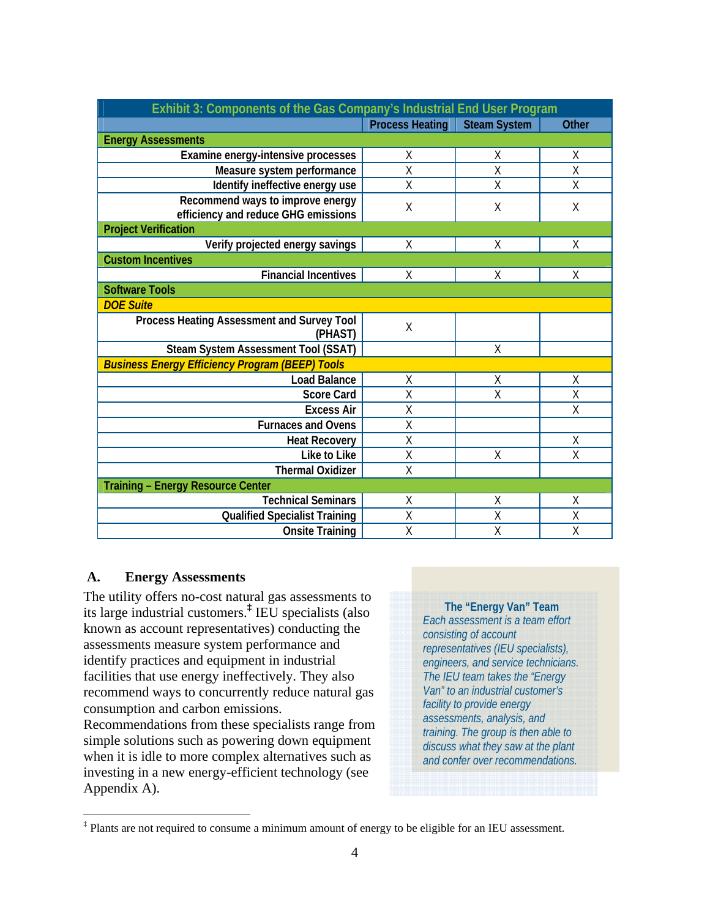**Exhibit 3: Components of the Gas Company's Industrial End User Program**

| | Process Heating | Steam System | Other |
|---|---|---|---|
| **Energy Assessments** | | | |
| Examine energy-intensive processes | X | X | X |
| Measure system performance | X | X | X |
| Identify ineffective energy use | X | X | X |
| Recommend ways to improve energy efficiency and reduce GHG emissions | X | X | X |
| **Project Verification** | | | |
| Verify projected energy savings | X | X | X |
| **Custom Incentives** | | | |
| Financial Incentives | X | X | X |
| **Software Tools** | | | |
| ***DOE Suite*** | | | |
| Process Heating Assessment and Survey Tool (PHAST) | X | | |
| Steam System Assessment Tool (SSAT) | | X | |
| ***Business Energy Efficiency Program (BEEP) Tools*** | | | |
| Load Balance | X | X | X |
| Score Card | X | X | X |
| Excess Air | X | | X |
| Furnaces and Ovens | X | | |
| Heat Recovery | X | | X |
| Like to Like | X | X | X |
| Thermal Oxidizer | X | | |
| **Training – Energy Resource Center** | | | |
| Technical Seminars | X | X | X |
| Qualified Specialist Training | X | X | X |
| Onsite Training | X | X | X |

## A. Energy Assessments

The utility offers no-cost natural gas assessments to its large industrial customers.[‡] IEU specialists (also known as account representatives) conducting the assessments measure system performance and identify practices and equipment in industrial facilities that use energy ineffectively. They also recommend ways to concurrently reduce natural gas consumption and carbon emissions. Recommendations from these specialists range from simple solutions such as powering down equipment when it is idle to more complex alternatives such as investing in a new energy-efficient technology (see Appendix A).

> **The "Energy Van" Team**
>
> *Each assessment is a team effort consisting of account representatives (IEU specialists), engineers, and service technicians. The IEU team takes the "Energy Van" to an industrial customer's facility to provide energy assessments, analysis, and training. The group is then able to discuss what they saw at the plant and confer over recommendations.*

[‡] Plants are not required to consume a minimum amount of energy to be eligible for an IEU assessment.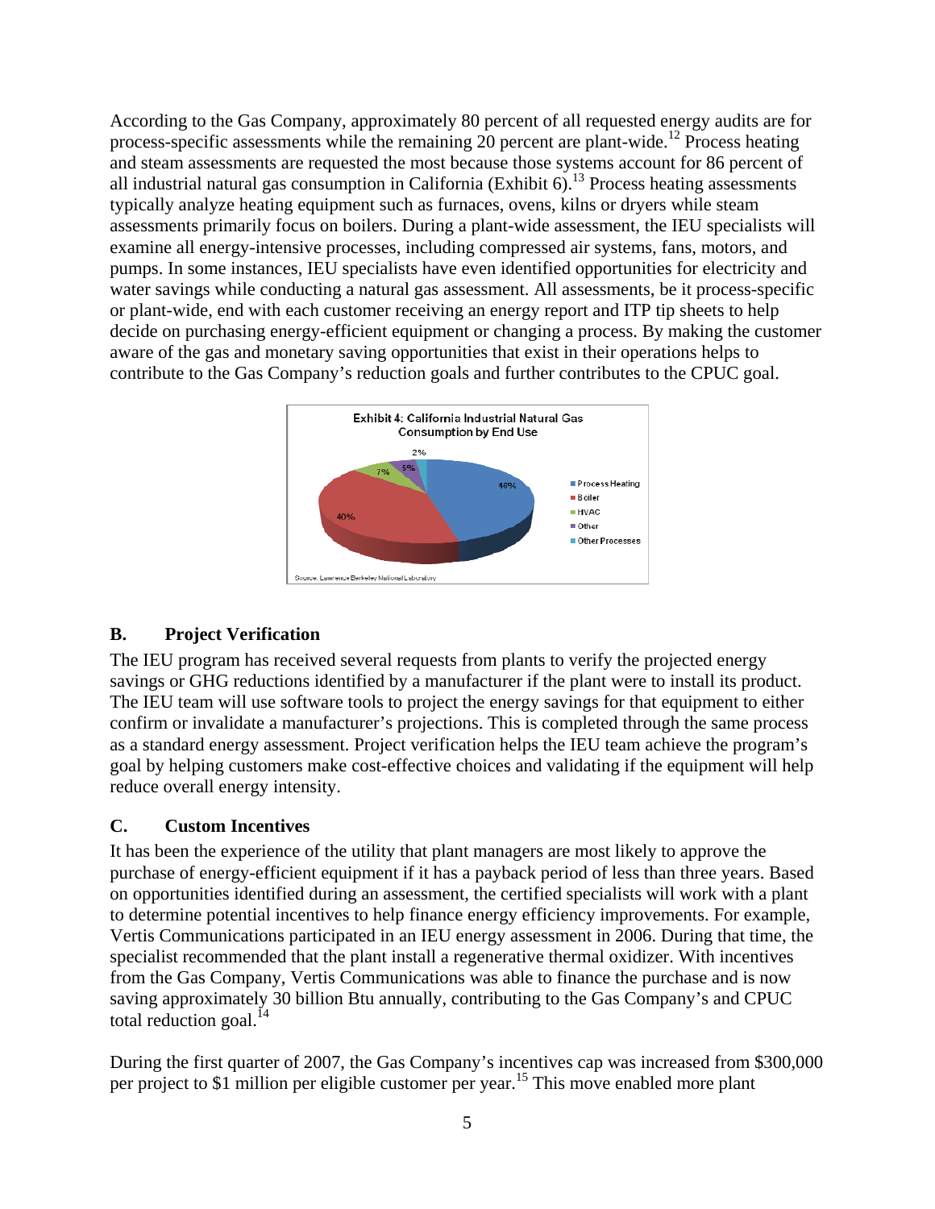According to the Gas Company, approximately 80 percent of all requested energy audits are for process-specific assessments while the remaining 20 percent are plant-wide.[12] Process heating and steam assessments are requested the most because those systems account for 86 percent of all industrial natural gas consumption in California (Exhibit 6).[13] Process heating assessments typically analyze heating equipment such as furnaces, ovens, kilns or dryers while steam assessments primarily focus on boilers. During a plant-wide assessment, the IEU specialists will examine all energy-intensive processes, including compressed air systems, fans, motors, and pumps. In some instances, IEU specialists have even identified opportunities for electricity and water savings while conducting a natural gas assessment. All assessments, be it process-specific or plant-wide, end with each customer receiving an energy report and ITP tip sheets to help decide on purchasing energy-efficient equipment or changing a process. By making the customer aware of the gas and monetary saving opportunities that exist in their operations helps to contribute to the Gas Company's reduction goals and further contributes to the CPUC goal.

**Exhibit 4: California Industrial Natural Gas Consumption by End Use**

| End Use | Share |
|---|---|
| Process Heating | 46% |
| Boiler | 40% |
| HVAC | 7% |
| Other | 5% |
| Other Processes | 2% |

Source: Lawrence Berkeley National Laboratory

## B. Project Verification

The IEU program has received several requests from plants to verify the projected energy savings or GHG reductions identified by a manufacturer if the plant were to install its product. The IEU team will use software tools to project the energy savings for that equipment to either confirm or invalidate a manufacturer's projections. This is completed through the same process as a standard energy assessment. Project verification helps the IEU team achieve the program's goal by helping customers make cost-effective choices and validating if the equipment will help reduce overall energy intensity.

## C. Custom Incentives

It has been the experience of the utility that plant managers are most likely to approve the purchase of energy-efficient equipment if it has a payback period of less than three years. Based on opportunities identified during an assessment, the certified specialists will work with a plant to determine potential incentives to help finance energy efficiency improvements. For example, Vertis Communications participated in an IEU energy assessment in 2006. During that time, the specialist recommended that the plant install a regenerative thermal oxidizer. With incentives from the Gas Company, Vertis Communications was able to finance the purchase and is now saving approximately 30 billion Btu annually, contributing to the Gas Company's and CPUC total reduction goal.[14]

During the first quarter of 2007, the Gas Company's incentives cap was increased from $300,000 per project to $1 million per eligible customer per year.[15] This move enabled more plant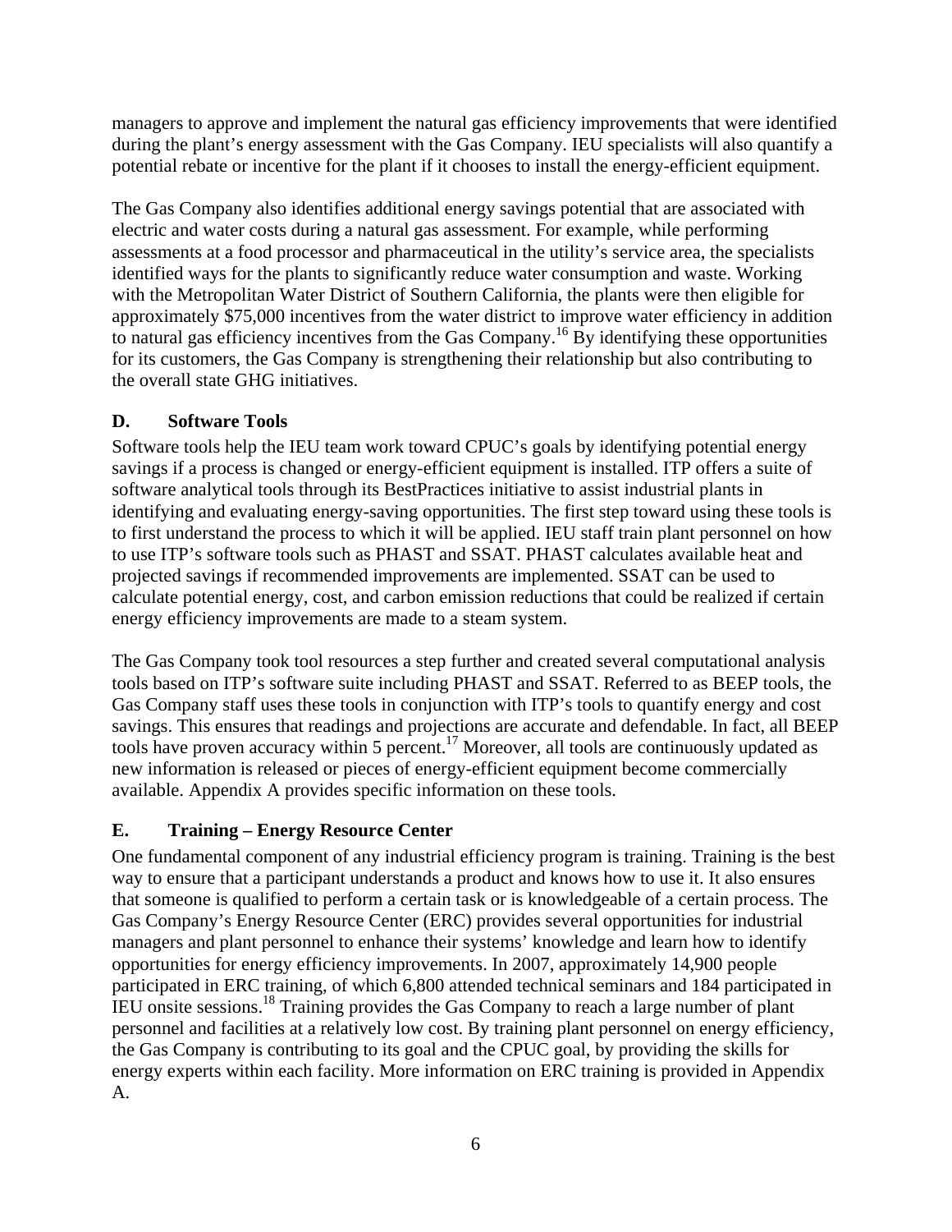managers to approve and implement the natural gas efficiency improvements that were identified during the plant's energy assessment with the Gas Company. IEU specialists will also quantify a potential rebate or incentive for the plant if it chooses to install the energy-efficient equipment.

The Gas Company also identifies additional energy savings potential that are associated with electric and water costs during a natural gas assessment. For example, while performing assessments at a food processor and pharmaceutical in the utility's service area, the specialists identified ways for the plants to significantly reduce water consumption and waste. Working with the Metropolitan Water District of Southern California, the plants were then eligible for approximately $75,000 incentives from the water district to improve water efficiency in addition to natural gas efficiency incentives from the Gas Company.[16] By identifying these opportunities for its customers, the Gas Company is strengthening their relationship but also contributing to the overall state GHG initiatives.

## D. Software Tools

Software tools help the IEU team work toward CPUC's goals by identifying potential energy savings if a process is changed or energy-efficient equipment is installed. ITP offers a suite of software analytical tools through its BestPractices initiative to assist industrial plants in identifying and evaluating energy-saving opportunities. The first step toward using these tools is to first understand the process to which it will be applied. IEU staff train plant personnel on how to use ITP's software tools such as PHAST and SSAT. PHAST calculates available heat and projected savings if recommended improvements are implemented. SSAT can be used to calculate potential energy, cost, and carbon emission reductions that could be realized if certain energy efficiency improvements are made to a steam system.

The Gas Company took tool resources a step further and created several computational analysis tools based on ITP's software suite including PHAST and SSAT. Referred to as BEEP tools, the Gas Company staff uses these tools in conjunction with ITP's tools to quantify energy and cost savings. This ensures that readings and projections are accurate and defendable. In fact, all BEEP tools have proven accuracy within 5 percent.[17] Moreover, all tools are continuously updated as new information is released or pieces of energy-efficient equipment become commercially available. Appendix A provides specific information on these tools.

## E. Training – Energy Resource Center

One fundamental component of any industrial efficiency program is training. Training is the best way to ensure that a participant understands a product and knows how to use it. It also ensures that someone is qualified to perform a certain task or is knowledgeable of a certain process. The Gas Company's Energy Resource Center (ERC) provides several opportunities for industrial managers and plant personnel to enhance their systems' knowledge and learn how to identify opportunities for energy efficiency improvements. In 2007, approximately 14,900 people participated in ERC training, of which 6,800 attended technical seminars and 184 participated in IEU onsite sessions.[18] Training provides the Gas Company to reach a large number of plant personnel and facilities at a relatively low cost. By training plant personnel on energy efficiency, the Gas Company is contributing to its goal and the CPUC goal, by providing the skills for energy experts within each facility. More information on ERC training is provided in Appendix A.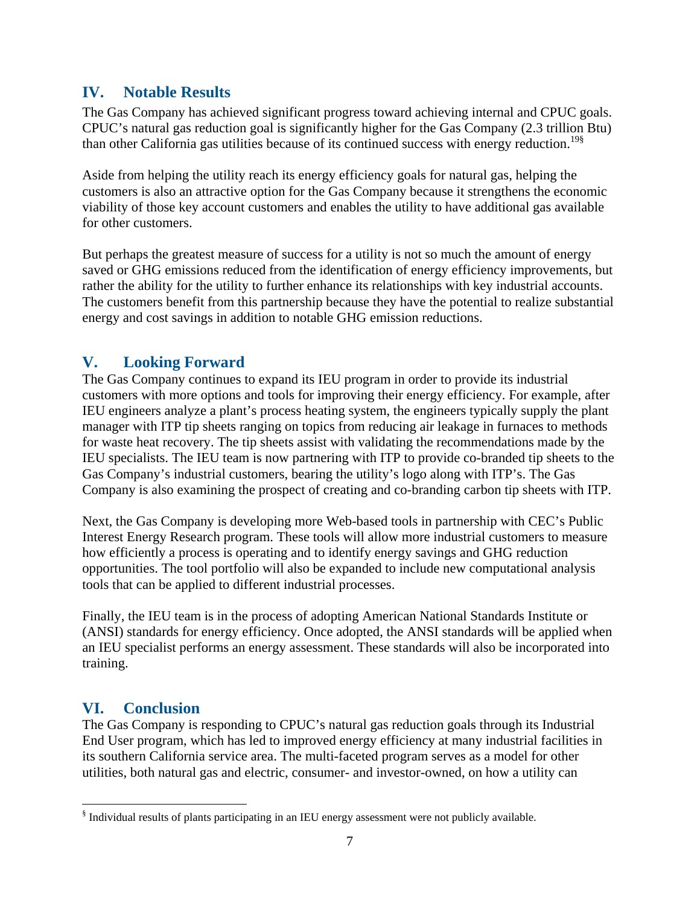## IV. Notable Results

The Gas Company has achieved significant progress toward achieving internal and CPUC goals. CPUC's natural gas reduction goal is significantly higher for the Gas Company (2.3 trillion Btu) than other California gas utilities because of its continued success with energy reduction.[19§]

Aside from helping the utility reach its energy efficiency goals for natural gas, helping the customers is also an attractive option for the Gas Company because it strengthens the economic viability of those key account customers and enables the utility to have additional gas available for other customers.

But perhaps the greatest measure of success for a utility is not so much the amount of energy saved or GHG emissions reduced from the identification of energy efficiency improvements, but rather the ability for the utility to further enhance its relationships with key industrial accounts. The customers benefit from this partnership because they have the potential to realize substantial energy and cost savings in addition to notable GHG emission reductions.

## V. Looking Forward

The Gas Company continues to expand its IEU program in order to provide its industrial customers with more options and tools for improving their energy efficiency. For example, after IEU engineers analyze a plant's process heating system, the engineers typically supply the plant manager with ITP tip sheets ranging on topics from reducing air leakage in furnaces to methods for waste heat recovery. The tip sheets assist with validating the recommendations made by the IEU specialists. The IEU team is now partnering with ITP to provide co-branded tip sheets to the Gas Company's industrial customers, bearing the utility's logo along with ITP's. The Gas Company is also examining the prospect of creating and co-branding carbon tip sheets with ITP.

Next, the Gas Company is developing more Web-based tools in partnership with CEC's Public Interest Energy Research program. These tools will allow more industrial customers to measure how efficiently a process is operating and to identify energy savings and GHG reduction opportunities. The tool portfolio will also be expanded to include new computational analysis tools that can be applied to different industrial processes.

Finally, the IEU team is in the process of adopting American National Standards Institute or (ANSI) standards for energy efficiency. Once adopted, the ANSI standards will be applied when an IEU specialist performs an energy assessment. These standards will also be incorporated into training.

## VI. Conclusion

The Gas Company is responding to CPUC's natural gas reduction goals through its Industrial End User program, which has led to improved energy efficiency at many industrial facilities in its southern California service area. The multi-faceted program serves as a model for other utilities, both natural gas and electric, consumer- and investor-owned, on how a utility can

---

§ Individual results of plants participating in an IEU energy assessment were not publicly available.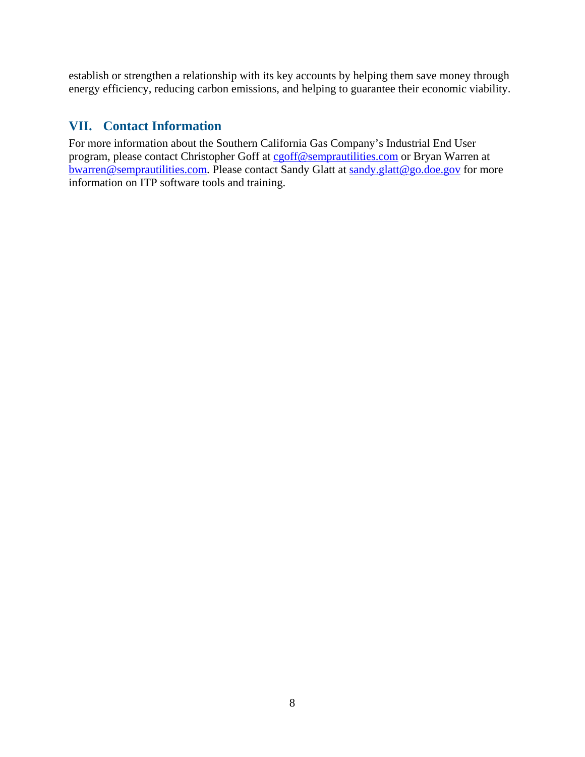establish or strengthen a relationship with its key accounts by helping them save money through energy efficiency, reducing carbon emissions, and helping to guarantee their economic viability.

## VII. Contact Information

For more information about the Southern California Gas Company's Industrial End User program, please contact Christopher Goff at cgoff@semprautilities.com or Bryan Warren at bwarren@semprautilities.com. Please contact Sandy Glatt at sandy.glatt@go.doe.gov for more information on ITP software tools and training.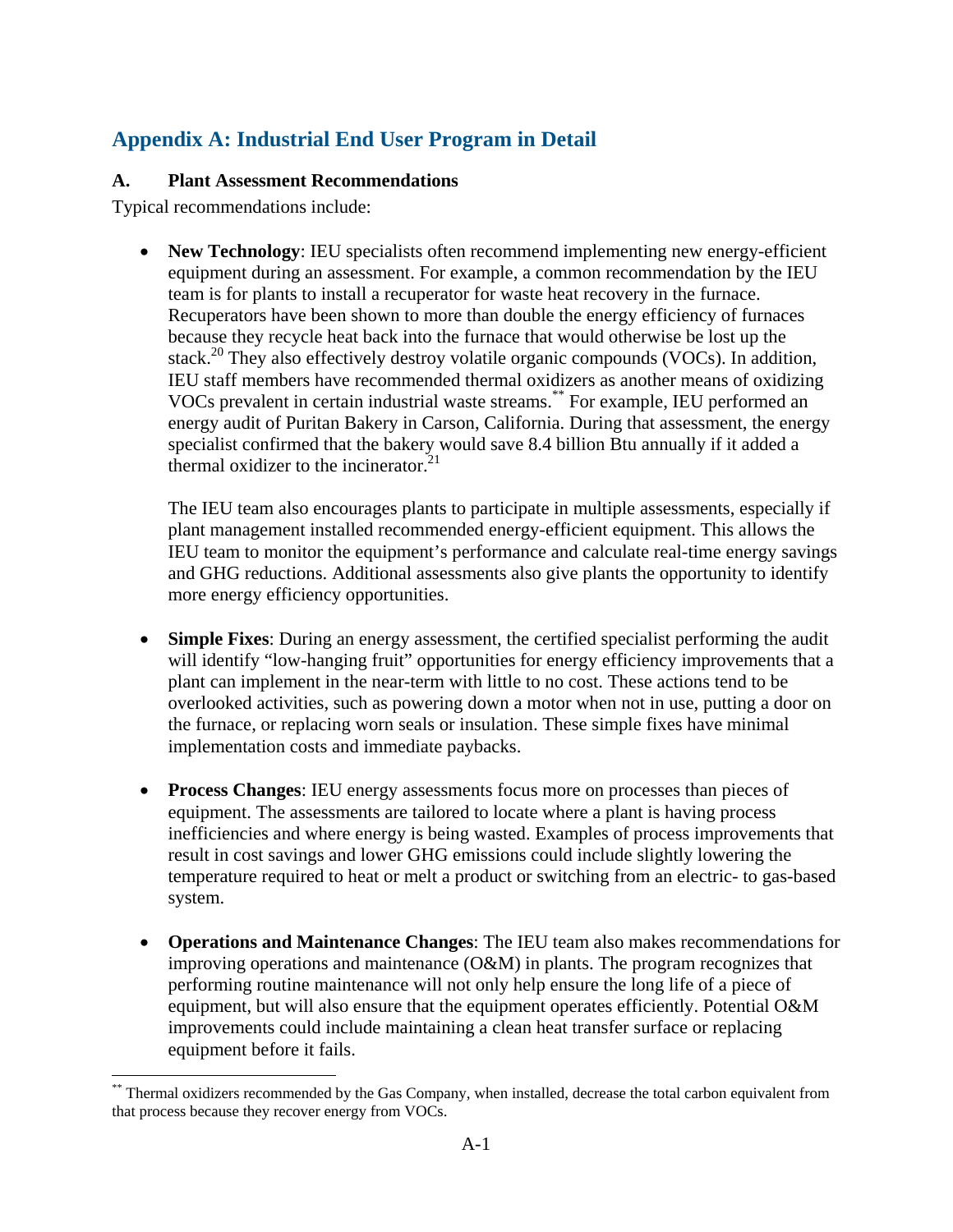## Appendix A: Industrial End User Program in Detail

### A. Plant Assessment Recommendations

Typical recommendations include:

- **New Technology**: IEU specialists often recommend implementing new energy-efficient equipment during an assessment. For example, a common recommendation by the IEU team is for plants to install a recuperator for waste heat recovery in the furnace. Recuperators have been shown to more than double the energy efficiency of furnaces because they recycle heat back into the furnace that would otherwise be lost up the stack.[20] They also effectively destroy volatile organic compounds (VOCs). In addition, IEU staff members have recommended thermal oxidizers as another means of oxidizing VOCs prevalent in certain industrial waste streams.[**] For example, IEU performed an energy audit of Puritan Bakery in Carson, California. During that assessment, the energy specialist confirmed that the bakery would save 8.4 billion Btu annually if it added a thermal oxidizer to the incinerator.[21]

  The IEU team also encourages plants to participate in multiple assessments, especially if plant management installed recommended energy-efficient equipment. This allows the IEU team to monitor the equipment's performance and calculate real-time energy savings and GHG reductions. Additional assessments also give plants the opportunity to identify more energy efficiency opportunities.

- **Simple Fixes**: During an energy assessment, the certified specialist performing the audit will identify "low-hanging fruit" opportunities for energy efficiency improvements that a plant can implement in the near-term with little to no cost. These actions tend to be overlooked activities, such as powering down a motor when not in use, putting a door on the furnace, or replacing worn seals or insulation. These simple fixes have minimal implementation costs and immediate paybacks.

- **Process Changes**: IEU energy assessments focus more on processes than pieces of equipment. The assessments are tailored to locate where a plant is having process inefficiencies and where energy is being wasted. Examples of process improvements that result in cost savings and lower GHG emissions could include slightly lowering the temperature required to heat or melt a product or switching from an electric- to gas-based system.

- **Operations and Maintenance Changes**: The IEU team also makes recommendations for improving operations and maintenance (O&M) in plants. The program recognizes that performing routine maintenance will not only help ensure the long life of a piece of equipment, but will also ensure that the equipment operates efficiently. Potential O&M improvements could include maintaining a clean heat transfer surface or replacing equipment before it fails.

---

[**] Thermal oxidizers recommended by the Gas Company, when installed, decrease the total carbon equivalent from that process because they recover energy from VOCs.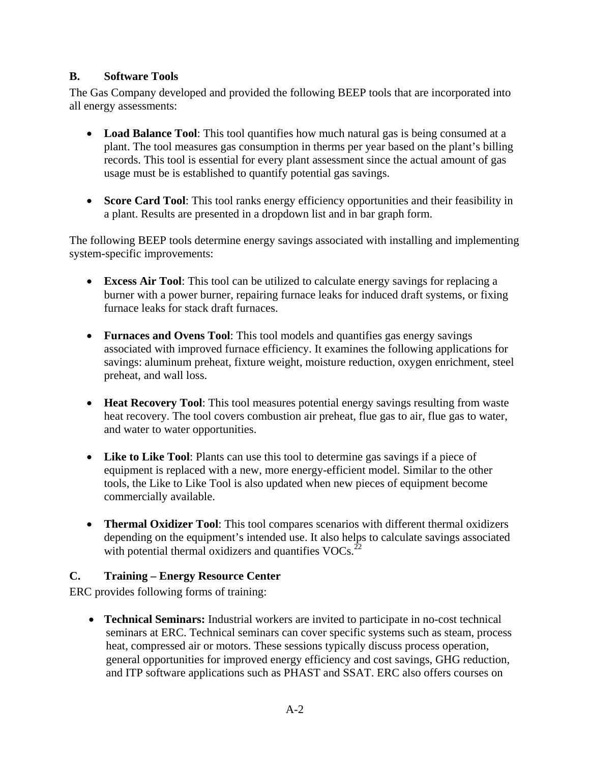## B. Software Tools

The Gas Company developed and provided the following BEEP tools that are incorporated into all energy assessments:

- **Load Balance Tool**: This tool quantifies how much natural gas is being consumed at a plant. The tool measures gas consumption in therms per year based on the plant's billing records. This tool is essential for every plant assessment since the actual amount of gas usage must be is established to quantify potential gas savings.

- **Score Card Tool**: This tool ranks energy efficiency opportunities and their feasibility in a plant. Results are presented in a dropdown list and in bar graph form.

The following BEEP tools determine energy savings associated with installing and implementing system-specific improvements:

- **Excess Air Tool**: This tool can be utilized to calculate energy savings for replacing a burner with a power burner, repairing furnace leaks for induced draft systems, or fixing furnace leaks for stack draft furnaces.

- **Furnaces and Ovens Tool**: This tool models and quantifies gas energy savings associated with improved furnace efficiency. It examines the following applications for savings: aluminum preheat, fixture weight, moisture reduction, oxygen enrichment, steel preheat, and wall loss.

- **Heat Recovery Tool**: This tool measures potential energy savings resulting from waste heat recovery. The tool covers combustion air preheat, flue gas to air, flue gas to water, and water to water opportunities.

- **Like to Like Tool**: Plants can use this tool to determine gas savings if a piece of equipment is replaced with a new, more energy-efficient model. Similar to the other tools, the Like to Like Tool is also updated when new pieces of equipment become commercially available.

- **Thermal Oxidizer Tool**: This tool compares scenarios with different thermal oxidizers depending on the equipment's intended use. It also helps to calculate savings associated with potential thermal oxidizers and quantifies VOCs.[22]

## C. Training – Energy Resource Center

ERC provides following forms of training:

- **Technical Seminars:** Industrial workers are invited to participate in no-cost technical seminars at ERC. Technical seminars can cover specific systems such as steam, process heat, compressed air or motors. These sessions typically discuss process operation, general opportunities for improved energy efficiency and cost savings, GHG reduction, and ITP software applications such as PHAST and SSAT. ERC also offers courses on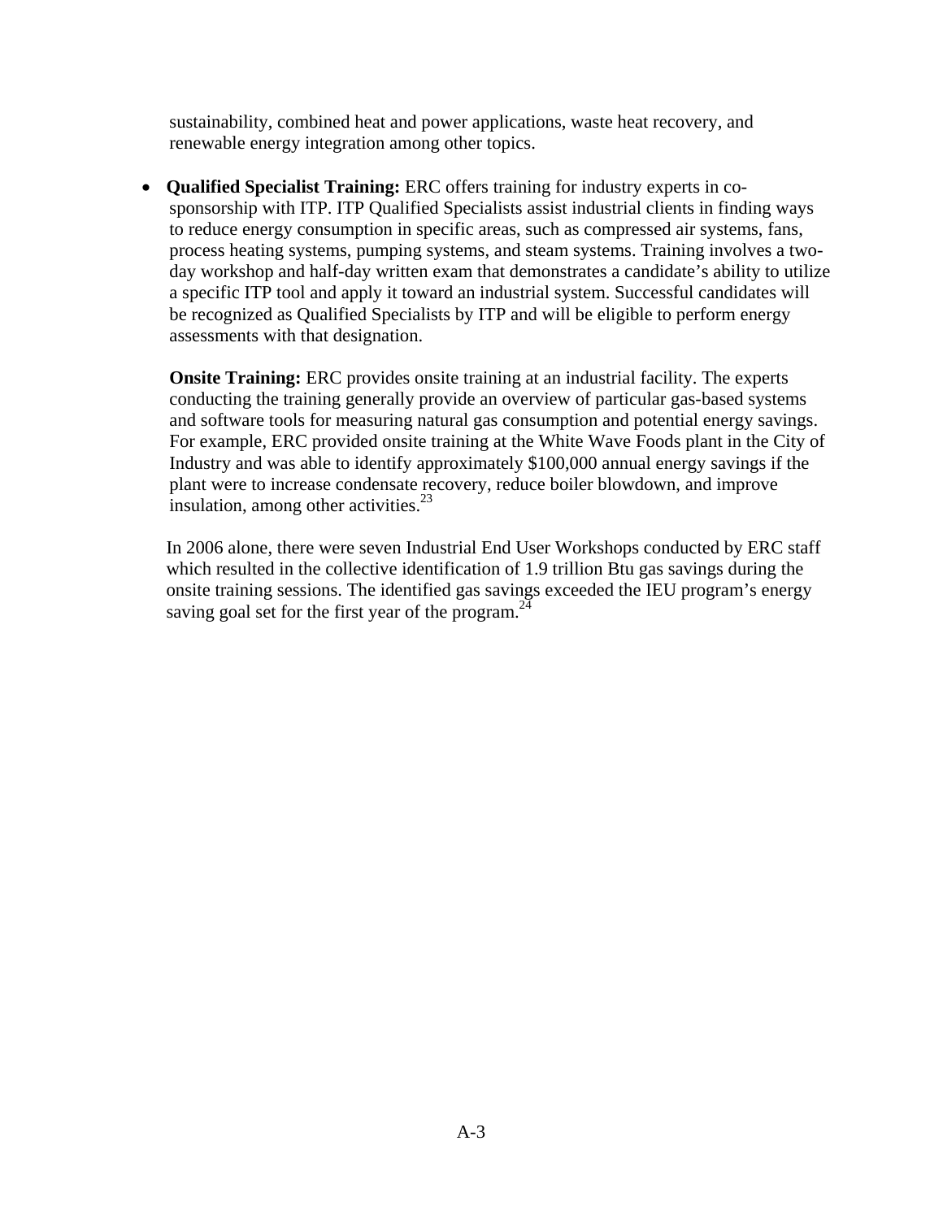sustainability, combined heat and power applications, waste heat recovery, and renewable energy integration among other topics.

- **Qualified Specialist Training:** ERC offers training for industry experts in co-sponsorship with ITP. ITP Qualified Specialists assist industrial clients in finding ways to reduce energy consumption in specific areas, such as compressed air systems, fans, process heating systems, pumping systems, and steam systems. Training involves a two-day workshop and half-day written exam that demonstrates a candidate's ability to utilize a specific ITP tool and apply it toward an industrial system. Successful candidates will be recognized as Qualified Specialists by ITP and will be eligible to perform energy assessments with that designation.

  **Onsite Training:** ERC provides onsite training at an industrial facility. The experts conducting the training generally provide an overview of particular gas-based systems and software tools for measuring natural gas consumption and potential energy savings. For example, ERC provided onsite training at the White Wave Foods plant in the City of Industry and was able to identify approximately $100,000 annual energy savings if the plant were to increase condensate recovery, reduce boiler blowdown, and improve insulation, among other activities.[23]

  In 2006 alone, there were seven Industrial End User Workshops conducted by ERC staff which resulted in the collective identification of 1.9 trillion Btu gas savings during the onsite training sessions. The identified gas savings exceeded the IEU program's energy saving goal set for the first year of the program.[24]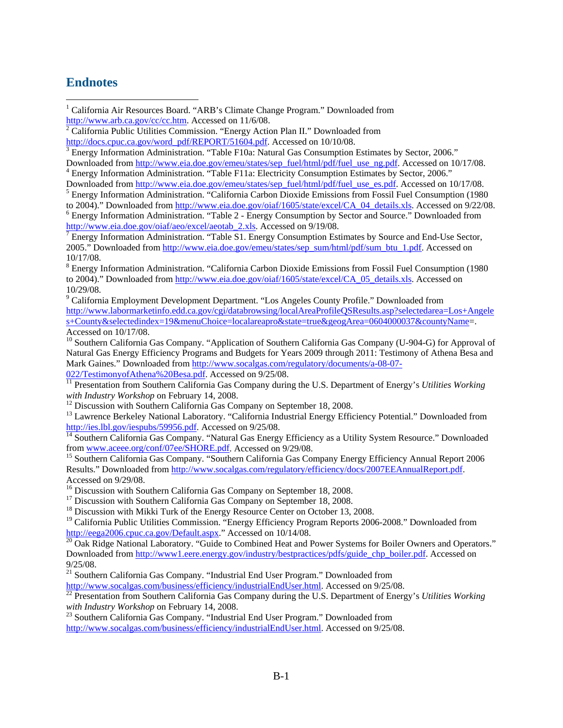## Endnotes

[1] California Air Resources Board. "ARB's Climate Change Program." Downloaded from http://www.arb.ca.gov/cc/cc.htm. Accessed on 11/6/08.

[2] California Public Utilities Commission. "Energy Action Plan II." Downloaded from http://docs.cpuc.ca.gov/word_pdf/REPORT/51604.pdf. Accessed on 10/10/08.

[3] Energy Information Administration. "Table F10a: Natural Gas Consumption Estimates by Sector, 2006." Downloaded from http://www.eia.doe.gov/emeu/states/sep_fuel/html/pdf/fuel_use_ng.pdf. Accessed on 10/17/08.

[4] Energy Information Administration. "Table F11a: Electricity Consumption Estimates by Sector, 2006." Downloaded from http://www.eia.doe.gov/emeu/states/sep_fuel/html/pdf/fuel_use_es.pdf. Accessed on 10/17/08.

[5] Energy Information Administration. "California Carbon Dioxide Emissions from Fossil Fuel Consumption (1980 to 2004)." Downloaded from http://www.eia.doe.gov/oiaf/1605/state/excel/CA_04_details.xls. Accessed on 9/22/08.

[6] Energy Information Administration. "Table 2 - Energy Consumption by Sector and Source." Downloaded from http://www.eia.doe.gov/oiaf/aeo/excel/aeotab_2.xls. Accessed on 9/19/08.

[7] Energy Information Administration. "Table S1. Energy Consumption Estimates by Source and End-Use Sector, 2005." Downloaded from http://www.eia.doe.gov/emeu/states/sep_sum/html/pdf/sum_btu_1.pdf. Accessed on 10/17/08.

[8] Energy Information Administration. "California Carbon Dioxide Emissions from Fossil Fuel Consumption (1980 to 2004)." Downloaded from http://www.eia.doe.gov/oiaf/1605/state/excel/CA_05_details.xls. Accessed on 10/29/08.

[9] California Employment Development Department. "Los Angeles County Profile." Downloaded from http://www.labormarketinfo.edd.ca.gov/cgi/databrowsing/localAreaProfileQSResults.asp?selectedarea=Los+Angeles+County&selectedindex=19&menuChoice=localareapro&state=true&geogArea=0604000037&countyName=. Accessed on 10/17/08.

[10] Southern California Gas Company. "Application of Southern California Gas Company (U-904-G) for Approval of Natural Gas Energy Efficiency Programs and Budgets for Years 2009 through 2011: Testimony of Athena Besa and Mark Gaines." Downloaded from http://www.socalgas.com/regulatory/documents/a-08-07-022/TestimonyofAthena%20Besa.pdf. Accessed on 9/25/08.

[11] Presentation from Southern California Gas Company during the U.S. Department of Energy's *Utilities Working with Industry Workshop* on February 14, 2008.

[12] Discussion with Southern California Gas Company on September 18, 2008.

[13] Lawrence Berkeley National Laboratory. "California Industrial Energy Efficiency Potential." Downloaded from http://ies.lbl.gov/iespubs/59956.pdf. Accessed on 9/25/08.

[14] Southern California Gas Company. "Natural Gas Energy Efficiency as a Utility System Resource." Downloaded from www.aceee.org/conf/07ee/SHORE.pdf. Accessed on 9/29/08.

[15] Southern California Gas Company. "Southern California Gas Company Energy Efficiency Annual Report 2006 Results." Downloaded from http://www.socalgas.com/regulatory/efficiency/docs/2007EEAnnualReport.pdf. Accessed on 9/29/08.

[16] Discussion with Southern California Gas Company on September 18, 2008.

[17] Discussion with Southern California Gas Company on September 18, 2008.

[18] Discussion with Mikki Turk of the Energy Resource Center on October 13, 2008.

[19] California Public Utilities Commission. "Energy Efficiency Program Reports 2006-2008." Downloaded from http://eega2006.cpuc.ca.gov/Default.aspx." Accessed on 10/14/08.

[20] Oak Ridge National Laboratory. "Guide to Combined Heat and Power Systems for Boiler Owners and Operators." Downloaded from http://www1.eere.energy.gov/industry/bestpractices/pdfs/guide_chp_boiler.pdf. Accessed on 9/25/08.

[21] Southern California Gas Company. "Industrial End User Program." Downloaded from http://www.socalgas.com/business/efficiency/industrialEndUser.html. Accessed on 9/25/08.

[22] Presentation from Southern California Gas Company during the U.S. Department of Energy's *Utilities Working with Industry Workshop* on February 14, 2008.

[23] Southern California Gas Company. "Industrial End User Program." Downloaded from http://www.socalgas.com/business/efficiency/industrialEndUser.html. Accessed on 9/25/08.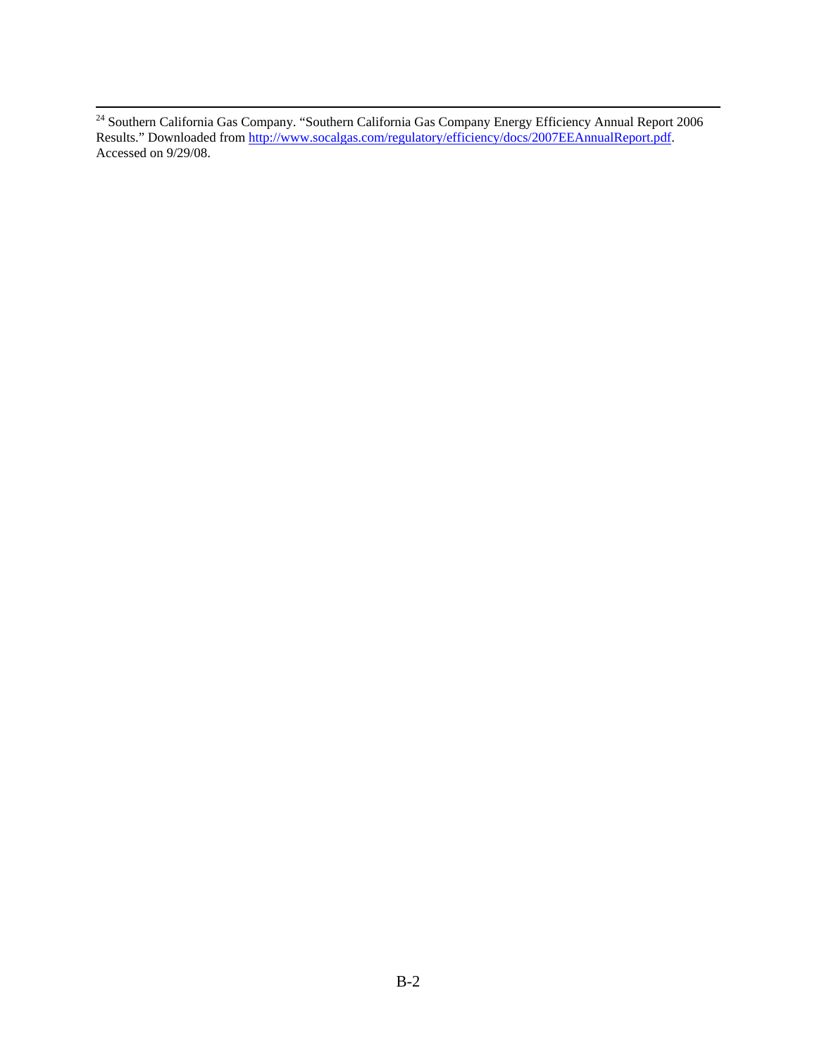[24] Southern California Gas Company. "Southern California Gas Company Energy Efficiency Annual Report 2006 Results." Downloaded from http://www.socalgas.com/regulatory/efficiency/docs/2007EEAnnualReport.pdf. Accessed on 9/29/08.